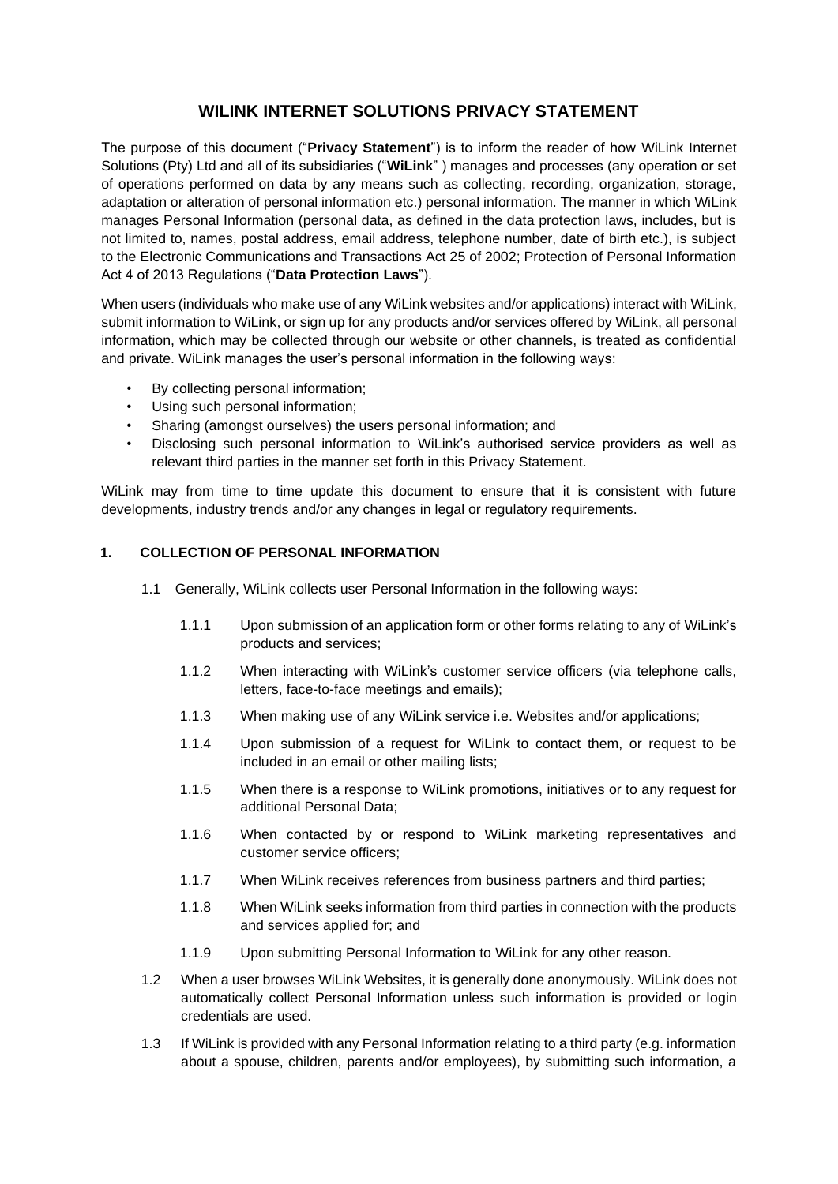# WILINK INTERNET SOLUTIONS PRIVACY STATEMENT

The purpose of this document ("**Privacy Statement**") is to inform the reader of how WiLink Internet Solutions (Pty) Ltd and all of its subsidiaries ("**WiLink**" ) manages and processes (any operation or set of operations performed on data by any means such as collecting, recording, organization, storage, adaptation or alteration of personal information etc.) personal information. The manner in which WiLink manages Personal Information (personal data, as defined in the data protection laws, includes, but is not limited to, names, postal address, email address, telephone number, date of birth etc.), is subject to the Electronic Communications and Transactions Act 25 of 2002; Protection of Personal Information Act 4 of 2013 Regulations ("**Data Protection Laws**").

When users (individuals who make use of any WiLink websites and/or applications) interact with WiLink, submit information to WiLink, or sign up for any products and/or services offered by WiLink, all personal information, which may be collected through our website or other channels, is treated as confidential and private. WiLink manages the user's personal information in the following ways:

- By collecting personal information;
- Using such personal information;
- Sharing (amongst ourselves) the users personal information; and
- Disclosing such personal information to WiLink's authorised service providers as well as relevant third parties in the manner set forth in this Privacy Statement.

WiLink may from time to time update this document to ensure that it is consistent with future developments, industry trends and/or any changes in legal or regulatory requirements.

## 1. COLLECTION OF PERSONAL INFORMATION

1.1 Generally, WiLink collects user Personal Information in the following ways:

1.1.1 Upon submission of an application form or other forms relating to any of WiLink's products and services;

1.1.2 When interacting with WiLink's customer service officers (via telephone calls, letters, face-to-face meetings and emails);

1.1.3 When making use of any WiLink service i.e. Websites and/or applications;

1.1.4 Upon submission of a request for WiLink to contact them, or request to be included in an email or other mailing lists;

1.1.5 When there is a response to WiLink promotions, initiatives or to any request for additional Personal Data;

1.1.6 When contacted by or respond to WiLink marketing representatives and customer service officers;

1.1.7 When WiLink receives references from business partners and third parties;

1.1.8 When WiLink seeks information from third parties in connection with the products and services applied for; and

1.1.9 Upon submitting Personal Information to WiLink for any other reason.

1.2 When a user browses WiLink Websites, it is generally done anonymously. WiLink does not automatically collect Personal Information unless such information is provided or login credentials are used.

1.3 If WiLink is provided with any Personal Information relating to a third party (e.g. information about a spouse, children, parents and/or employees), by submitting such information, a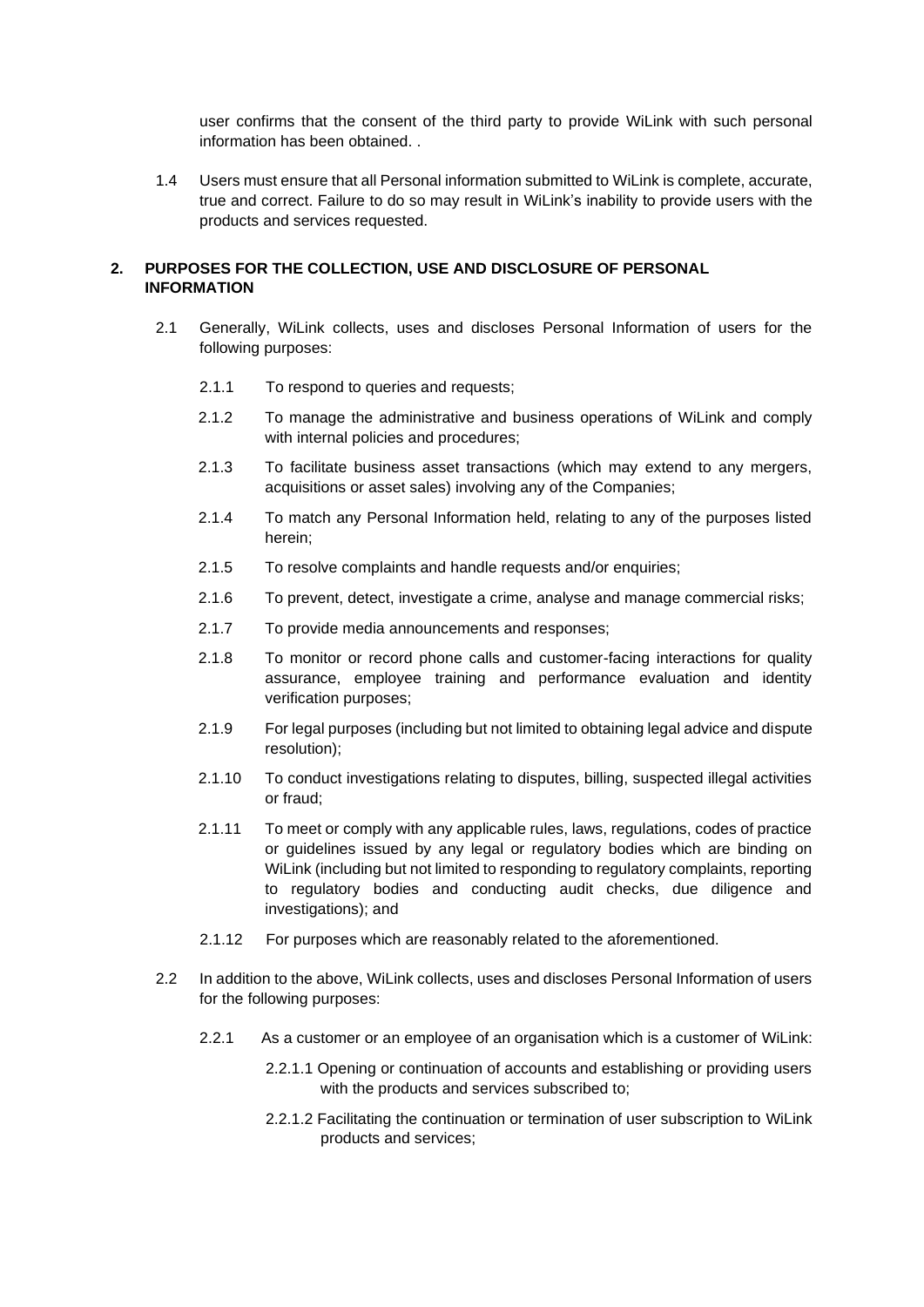user confirms that the consent of the third party to provide WiLink with such personal information has been obtained. .

1.4 Users must ensure that all Personal information submitted to WiLink is complete, accurate, true and correct. Failure to do so may result in WiLink's inability to provide users with the products and services requested.

## 2. PURPOSES FOR THE COLLECTION, USE AND DISCLOSURE OF PERSONAL INFORMATION

2.1 Generally, WiLink collects, uses and discloses Personal Information of users for the following purposes:

2.1.1 To respond to queries and requests;

2.1.2 To manage the administrative and business operations of WiLink and comply with internal policies and procedures;

2.1.3 To facilitate business asset transactions (which may extend to any mergers, acquisitions or asset sales) involving any of the Companies;

2.1.4 To match any Personal Information held, relating to any of the purposes listed herein;

2.1.5 To resolve complaints and handle requests and/or enquiries;

2.1.6 To prevent, detect, investigate a crime, analyse and manage commercial risks;

2.1.7 To provide media announcements and responses;

2.1.8 To monitor or record phone calls and customer-facing interactions for quality assurance, employee training and performance evaluation and identity verification purposes;

2.1.9 For legal purposes (including but not limited to obtaining legal advice and dispute resolution);

2.1.10 To conduct investigations relating to disputes, billing, suspected illegal activities or fraud;

2.1.11 To meet or comply with any applicable rules, laws, regulations, codes of practice or guidelines issued by any legal or regulatory bodies which are binding on WiLink (including but not limited to responding to regulatory complaints, reporting to regulatory bodies and conducting audit checks, due diligence and investigations); and

2.1.12 For purposes which are reasonably related to the aforementioned.

2.2 In addition to the above, WiLink collects, uses and discloses Personal Information of users for the following purposes:

2.2.1 As a customer or an employee of an organisation which is a customer of WiLink:

2.2.1.1 Opening or continuation of accounts and establishing or providing users with the products and services subscribed to;

2.2.1.2 Facilitating the continuation or termination of user subscription to WiLink products and services;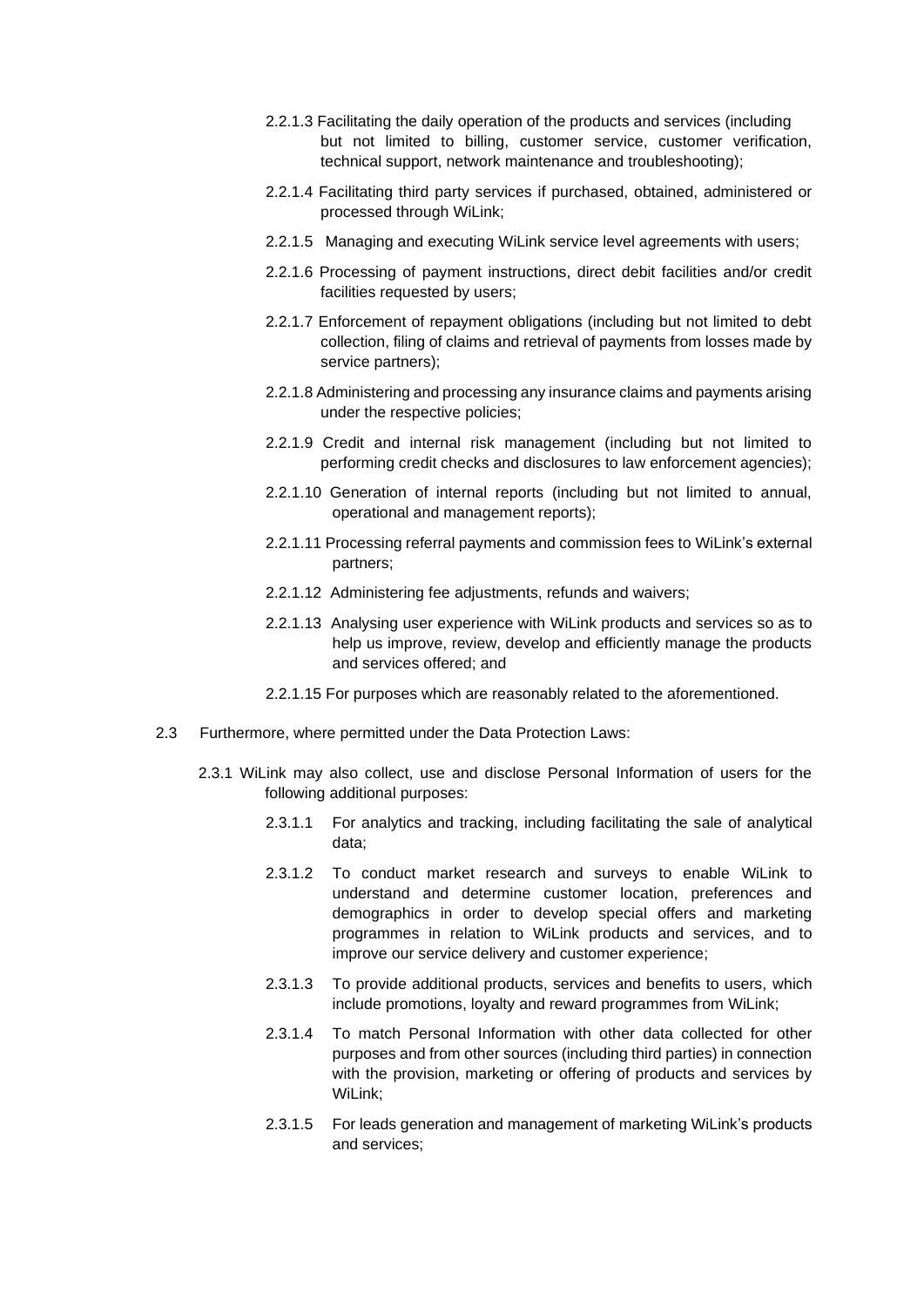2.2.1.3 Facilitating the daily operation of the products and services (including but not limited to billing, customer service, customer verification, technical support, network maintenance and troubleshooting);

2.2.1.4 Facilitating third party services if purchased, obtained, administered or processed through WiLink;

2.2.1.5 Managing and executing WiLink service level agreements with users;

2.2.1.6 Processing of payment instructions, direct debit facilities and/or credit facilities requested by users;

2.2.1.7 Enforcement of repayment obligations (including but not limited to debt collection, filing of claims and retrieval of payments from losses made by service partners);

2.2.1.8 Administering and processing any insurance claims and payments arising under the respective policies;

2.2.1.9 Credit and internal risk management (including but not limited to performing credit checks and disclosures to law enforcement agencies);

2.2.1.10 Generation of internal reports (including but not limited to annual, operational and management reports);

2.2.1.11 Processing referral payments and commission fees to WiLink's external partners;

2.2.1.12 Administering fee adjustments, refunds and waivers;

2.2.1.13 Analysing user experience with WiLink products and services so as to help us improve, review, develop and efficiently manage the products and services offered; and

2.2.1.15 For purposes which are reasonably related to the aforementioned.

2.3 Furthermore, where permitted under the Data Protection Laws:

2.3.1 WiLink may also collect, use and disclose Personal Information of users for the following additional purposes:

2.3.1.1 For analytics and tracking, including facilitating the sale of analytical data;

2.3.1.2 To conduct market research and surveys to enable WiLink to understand and determine customer location, preferences and demographics in order to develop special offers and marketing programmes in relation to WiLink products and services, and to improve our service delivery and customer experience;

2.3.1.3 To provide additional products, services and benefits to users, which include promotions, loyalty and reward programmes from WiLink;

2.3.1.4 To match Personal Information with other data collected for other purposes and from other sources (including third parties) in connection with the provision, marketing or offering of products and services by WiLink;

2.3.1.5 For leads generation and management of marketing WiLink's products and services;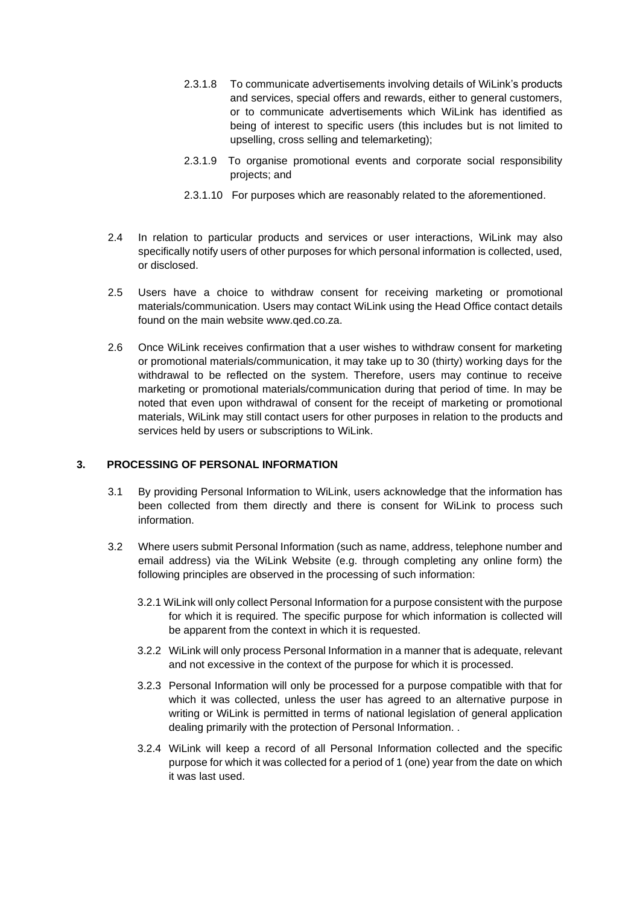2.3.1.8 To communicate advertisements involving details of WiLink's products and services, special offers and rewards, either to general customers, or to communicate advertisements which WiLink has identified as being of interest to specific users (this includes but is not limited to upselling, cross selling and telemarketing);

2.3.1.9 To organise promotional events and corporate social responsibility projects; and

2.3.1.10 For purposes which are reasonably related to the aforementioned.

2.4 In relation to particular products and services or user interactions, WiLink may also specifically notify users of other purposes for which personal information is collected, used, or disclosed.

2.5 Users have a choice to withdraw consent for receiving marketing or promotional materials/communication. Users may contact WiLink using the Head Office contact details found on the main website www.qed.co.za.

2.6 Once WiLink receives confirmation that a user wishes to withdraw consent for marketing or promotional materials/communication, it may take up to 30 (thirty) working days for the withdrawal to be reflected on the system. Therefore, users may continue to receive marketing or promotional materials/communication during that period of time. In may be noted that even upon withdrawal of consent for the receipt of marketing or promotional materials, WiLink may still contact users for other purposes in relation to the products and services held by users or subscriptions to WiLink.

## 3. PROCESSING OF PERSONAL INFORMATION

3.1 By providing Personal Information to WiLink, users acknowledge that the information has been collected from them directly and there is consent for WiLink to process such information.

3.2 Where users submit Personal Information (such as name, address, telephone number and email address) via the WiLink Website (e.g. through completing any online form) the following principles are observed in the processing of such information:

3.2.1 WiLink will only collect Personal Information for a purpose consistent with the purpose for which it is required. The specific purpose for which information is collected will be apparent from the context in which it is requested.

3.2.2 WiLink will only process Personal Information in a manner that is adequate, relevant and not excessive in the context of the purpose for which it is processed.

3.2.3 Personal Information will only be processed for a purpose compatible with that for which it was collected, unless the user has agreed to an alternative purpose in writing or WiLink is permitted in terms of national legislation of general application dealing primarily with the protection of Personal Information. .

3.2.4 WiLink will keep a record of all Personal Information collected and the specific purpose for which it was collected for a period of 1 (one) year from the date on which it was last used.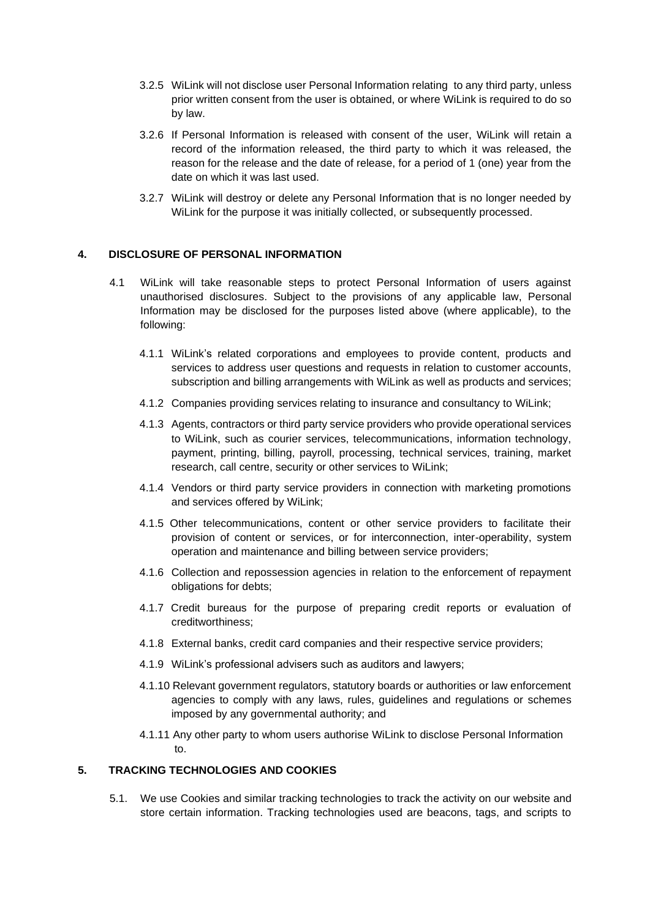3.2.5 WiLink will not disclose user Personal Information relating to any third party, unless prior written consent from the user is obtained, or where WiLink is required to do so by law.

3.2.6 If Personal Information is released with consent of the user, WiLink will retain a record of the information released, the third party to which it was released, the reason for the release and the date of release, for a period of 1 (one) year from the date on which it was last used.

3.2.7 WiLink will destroy or delete any Personal Information that is no longer needed by WiLink for the purpose it was initially collected, or subsequently processed.

## 4. DISCLOSURE OF PERSONAL INFORMATION

4.1 WiLink will take reasonable steps to protect Personal Information of users against unauthorised disclosures. Subject to the provisions of any applicable law, Personal Information may be disclosed for the purposes listed above (where applicable), to the following:

4.1.1 WiLink's related corporations and employees to provide content, products and services to address user questions and requests in relation to customer accounts, subscription and billing arrangements with WiLink as well as products and services;

4.1.2 Companies providing services relating to insurance and consultancy to WiLink;

4.1.3 Agents, contractors or third party service providers who provide operational services to WiLink, such as courier services, telecommunications, information technology, payment, printing, billing, payroll, processing, technical services, training, market research, call centre, security or other services to WiLink;

4.1.4 Vendors or third party service providers in connection with marketing promotions and services offered by WiLink;

4.1.5 Other telecommunications, content or other service providers to facilitate their provision of content or services, or for interconnection, inter-operability, system operation and maintenance and billing between service providers;

4.1.6 Collection and repossession agencies in relation to the enforcement of repayment obligations for debts;

4.1.7 Credit bureaus for the purpose of preparing credit reports or evaluation of creditworthiness;

4.1.8 External banks, credit card companies and their respective service providers;

4.1.9 WiLink's professional advisers such as auditors and lawyers;

4.1.10 Relevant government regulators, statutory boards or authorities or law enforcement agencies to comply with any laws, rules, guidelines and regulations or schemes imposed by any governmental authority; and

4.1.11 Any other party to whom users authorise WiLink to disclose Personal Information to.

## 5. TRACKING TECHNOLOGIES AND COOKIES

5.1. We use Cookies and similar tracking technologies to track the activity on our website and store certain information. Tracking technologies used are beacons, tags, and scripts to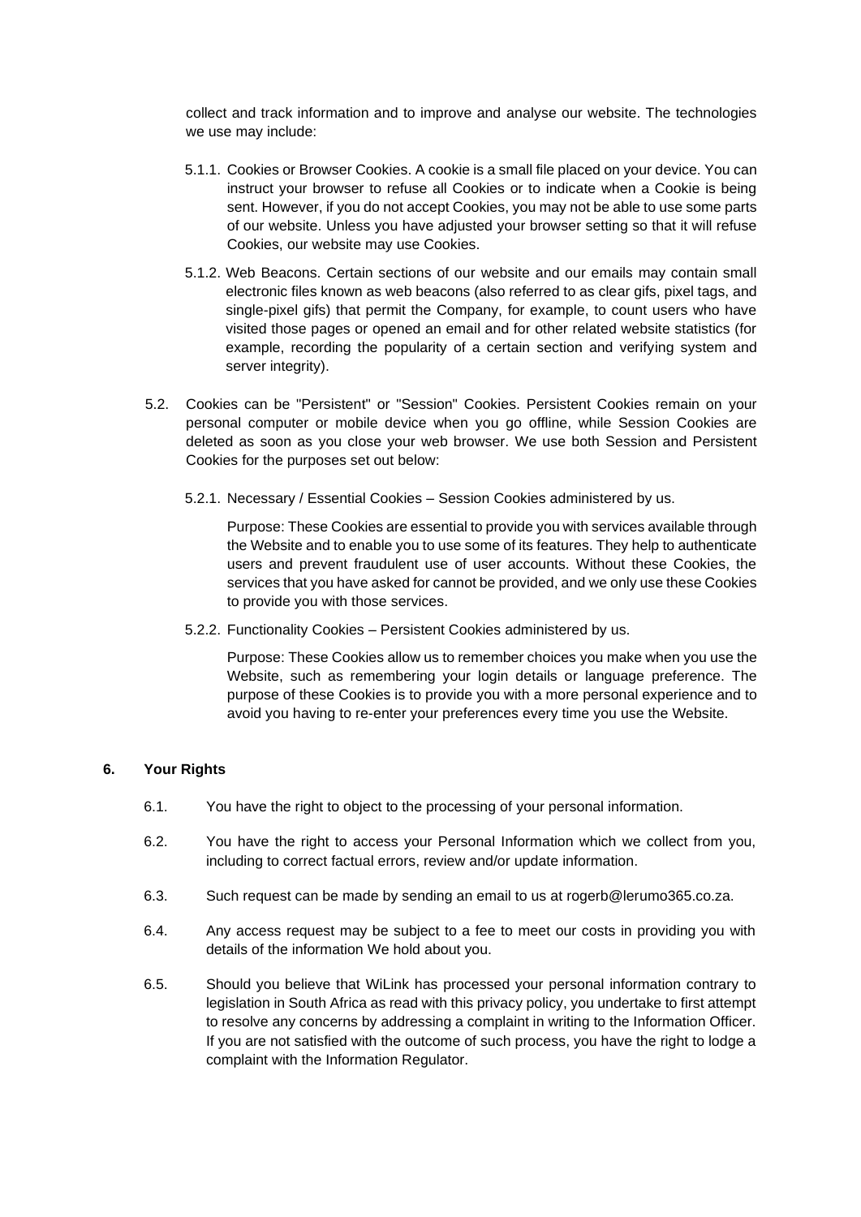collect and track information and to improve and analyse our website. The technologies we use may include:

5.1.1. Cookies or Browser Cookies. A cookie is a small file placed on your device. You can instruct your browser to refuse all Cookies or to indicate when a Cookie is being sent. However, if you do not accept Cookies, you may not be able to use some parts of our website. Unless you have adjusted your browser setting so that it will refuse Cookies, our website may use Cookies.

5.1.2. Web Beacons. Certain sections of our website and our emails may contain small electronic files known as web beacons (also referred to as clear gifs, pixel tags, and single-pixel gifs) that permit the Company, for example, to count users who have visited those pages or opened an email and for other related website statistics (for example, recording the popularity of a certain section and verifying system and server integrity).

5.2. Cookies can be "Persistent" or "Session" Cookies. Persistent Cookies remain on your personal computer or mobile device when you go offline, while Session Cookies are deleted as soon as you close your web browser. We use both Session and Persistent Cookies for the purposes set out below:

5.2.1. Necessary / Essential Cookies – Session Cookies administered by us.

Purpose: These Cookies are essential to provide you with services available through the Website and to enable you to use some of its features. They help to authenticate users and prevent fraudulent use of user accounts. Without these Cookies, the services that you have asked for cannot be provided, and we only use these Cookies to provide you with those services.

5.2.2. Functionality Cookies – Persistent Cookies administered by us.

Purpose: These Cookies allow us to remember choices you make when you use the Website, such as remembering your login details or language preference. The purpose of these Cookies is to provide you with a more personal experience and to avoid you having to re-enter your preferences every time you use the Website.

## 6. Your Rights

6.1. You have the right to object to the processing of your personal information.

6.2. You have the right to access your Personal Information which we collect from you, including to correct factual errors, review and/or update information.

6.3. Such request can be made by sending an email to us at rogerb@lerumo365.co.za.

6.4. Any access request may be subject to a fee to meet our costs in providing you with details of the information We hold about you.

6.5. Should you believe that WiLink has processed your personal information contrary to legislation in South Africa as read with this privacy policy, you undertake to first attempt to resolve any concerns by addressing a complaint in writing to the Information Officer. If you are not satisfied with the outcome of such process, you have the right to lodge a complaint with the Information Regulator.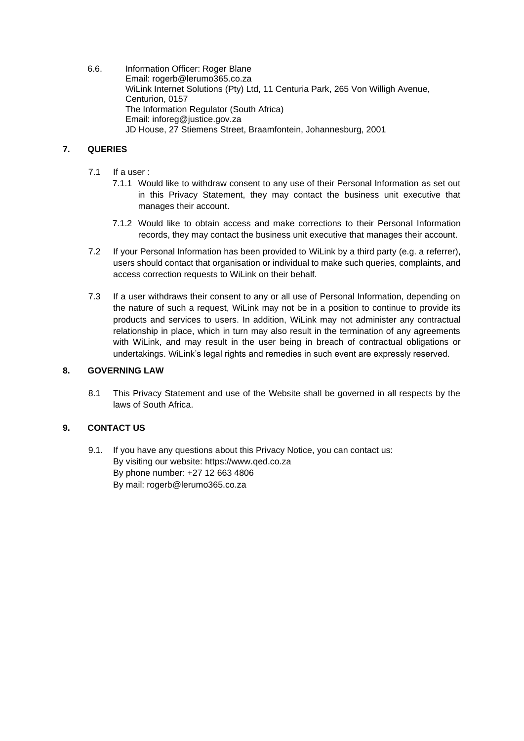6.6. Information Officer: Roger Blane
Email: rogerb@lerumo365.co.za
WiLink Internet Solutions (Pty) Ltd, 11 Centuria Park, 265 Von Willigh Avenue, Centurion, 0157
The Information Regulator (South Africa)
Email: inforeg@justice.gov.za
JD House, 27 Stiemens Street, Braamfontein, Johannesburg, 2001

## 7. QUERIES

7.1 If a user :

7.1.1 Would like to withdraw consent to any use of their Personal Information as set out in this Privacy Statement, they may contact the business unit executive that manages their account.

7.1.2 Would like to obtain access and make corrections to their Personal Information records, they may contact the business unit executive that manages their account.

7.2 If your Personal Information has been provided to WiLink by a third party (e.g. a referrer), users should contact that organisation or individual to make such queries, complaints, and access correction requests to WiLink on their behalf.

7.3 If a user withdraws their consent to any or all use of Personal Information, depending on the nature of such a request, WiLink may not be in a position to continue to provide its products and services to users. In addition, WiLink may not administer any contractual relationship in place, which in turn may also result in the termination of any agreements with WiLink, and may result in the user being in breach of contractual obligations or undertakings. WiLink's legal rights and remedies in such event are expressly reserved.

## 8. GOVERNING LAW

8.1 This Privacy Statement and use of the Website shall be governed in all respects by the laws of South Africa.

## 9. CONTACT US

9.1. If you have any questions about this Privacy Notice, you can contact us:
By visiting our website: https://www.qed.co.za
By phone number: +27 12 663 4806
By mail: rogerb@lerumo365.co.za